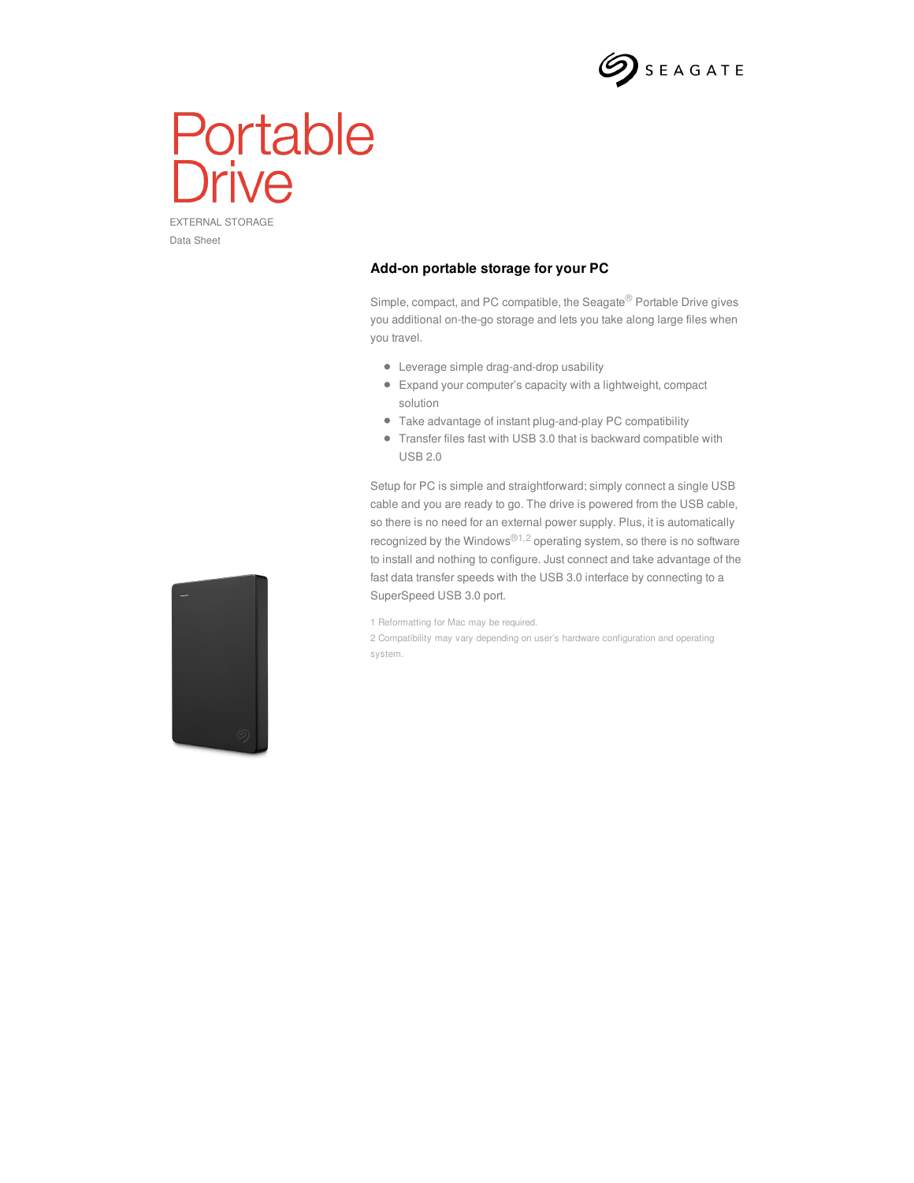SEAGATE

# Portable Drive

EXTERNAL STORAGE

Data Sheet

## Add-on portable storage for your PC

Simple, compact, and PC compatible, the Seagate® Portable Drive gives you additional on-the-go storage and lets you take along large files when you travel.

- Leverage simple drag-and-drop usability
- Expand your computer's capacity with a lightweight, compact solution
- Take advantage of instant plug-and-play PC compatibility
- Transfer files fast with USB 3.0 that is backward compatible with USB 2.0

Setup for PC is simple and straightforward; simply connect a single USB cable and you are ready to go. The drive is powered from the USB cable, so there is no need for an external power supply. Plus, it is automatically recognized by the Windows®[1,2] operating system, so there is no software to install and nothing to configure. Just connect and take advantage of the fast data transfer speeds with the USB 3.0 interface by connecting to a SuperSpeed USB 3.0 port.

1 Reformatting for Mac may be required.

2 Compatibility may vary depending on user's hardware configuration and operating system.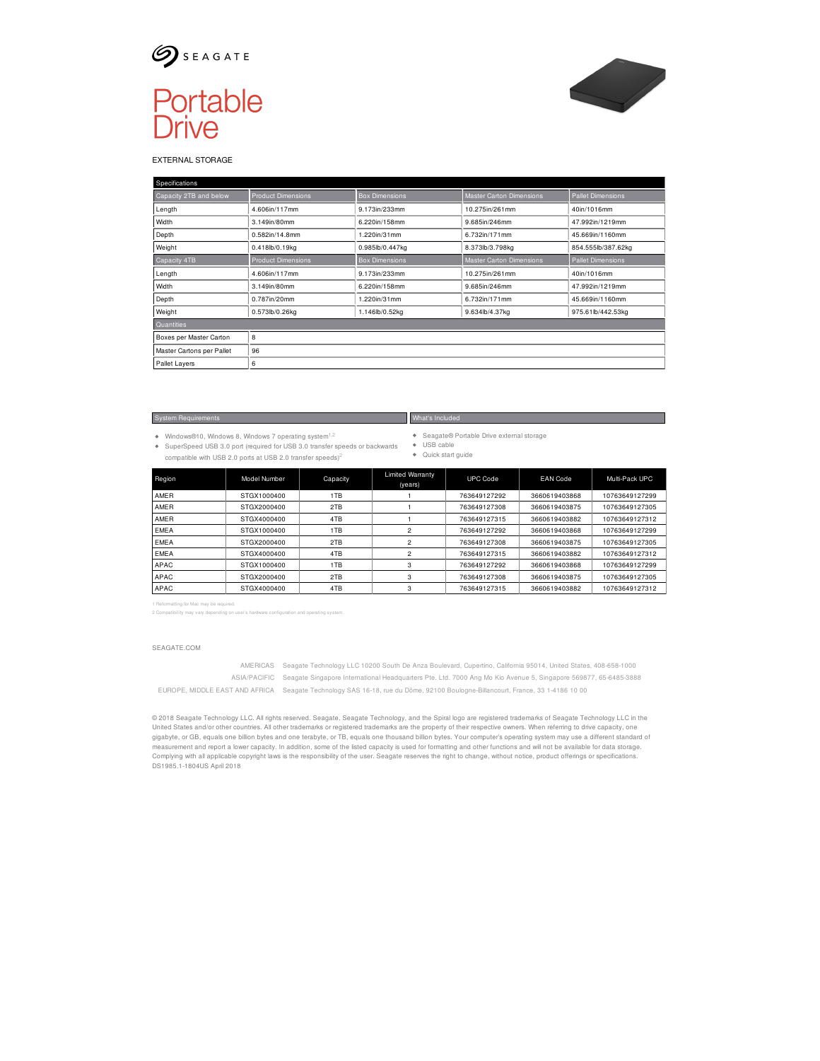SEAGATE

# Portable Drive

EXTERNAL STORAGE

| Specifications | | | | |
|---|---|---|---|---|
| Capacity 2TB and below | Product Dimensions | Box Dimensions | Master Carton Dimensions | Pallet Dimensions |
| Length | 4.606in/117mm | 9.173in/233mm | 10.275in/261mm | 40in/1016mm |
| Width | 3.149in/80mm | 6.220in/158mm | 9.685in/246mm | 47.992in/1219mm |
| Depth | 0.582in/14.8mm | 1.220in/31mm | 6.732in/171mm | 45.669in/1160mm |
| Weight | 0.418lb/0.19kg | 0.985lb/0.447kg | 8.373lb/3.798kg | 854.555lb/387.62kg |
| Capacity 4TB | Product Dimensions | Box Dimensions | Master Carton Dimensions | Pallet Dimensions |
| Length | 4.606in/117mm | 9.173in/233mm | 10.275in/261mm | 40in/1016mm |
| Width | 3.149in/80mm | 6.220in/158mm | 9.685in/246mm | 47.992in/1219mm |
| Depth | 0.787in/20mm | 1.220in/31mm | 6.732in/171mm | 45.669in/1160mm |
| Weight | 0.573lb/0.26kg | 1.146lb/0.52kg | 9.634lb/4.37kg | 975.61lb/442.53kg |
| Quantities | | | | |
| Boxes per Master Carton | 8 | | | |
| Master Cartons per Pallet | 96 | | | |
| Pallet Layers | 6 | | | |

## System Requirements

- Windows®10, Windows 8, Windows 7 operating system[1,2]
- SuperSpeed USB 3.0 port (required for USB 3.0 transfer speeds or backwards compatible with USB 2.0 ports at USB 2.0 transfer speeds)[2]

## What's Included

- Seagate® Portable Drive external storage
- USB cable
- Quick start guide

| Region | Model Number | Capacity | Limited Warranty (years) | UPC Code | EAN Code | Multi-Pack UPC |
|---|---|---|---|---|---|---|
| AMER | STGX1000400 | 1TB | 1 | 763649127292 | 3660619403868 | 10763649127299 |
| AMER | STGX2000400 | 2TB | 1 | 763649127308 | 3660619403875 | 10763649127305 |
| AMER | STGX4000400 | 4TB | 1 | 763649127315 | 3660619403882 | 10763649127312 |
| EMEA | STGX1000400 | 1TB | 2 | 763649127292 | 3660619403868 | 10763649127299 |
| EMEA | STGX2000400 | 2TB | 2 | 763649127308 | 3660619403875 | 10763649127305 |
| EMEA | STGX4000400 | 4TB | 2 | 763649127315 | 3660619403882 | 10763649127312 |
| APAC | STGX1000400 | 1TB | 3 | 763649127292 | 3660619403868 | 10763649127299 |
| APAC | STGX2000400 | 2TB | 3 | 763649127308 | 3660619403875 | 10763649127305 |
| APAC | STGX4000400 | 4TB | 3 | 763649127315 | 3660619403882 | 10763649127312 |

1 Reformatting for Mac may be required.
2 Compatibility may vary depending on user's hardware configuration and operating system.

SEAGATE.COM

AMERICAS Seagate Technology LLC 10200 South De Anza Boulevard, Cupertino, California 95014, United States, 408-658-1000
ASIA/PACIFIC Seagate Singapore International Headquarters Pte. Ltd. 7000 Ang Mo Kio Avenue 5, Singapore 569877, 65-6485-3888
EUROPE, MIDDLE EAST AND AFRICA Seagate Technology SAS 16-18, rue du Dôme, 92100 Boulogne-Billancourt, France, 33 1-4186 10 00

© 2018 Seagate Technology LLC. All rights reserved. Seagate, Seagate Technology, and the Spiral logo are registered trademarks of Seagate Technology LLC in the United States and/or other countries. All other trademarks or registered trademarks are the property of their respective owners. When referring to drive capacity, one gigabyte, or GB, equals one billion bytes and one terabyte, or TB, equals one thousand billion bytes. Your computer's operating system may use a different standard of measurement and report a lower capacity. In addition, some of the listed capacity is used for formatting and other functions and will not be available for data storage. Complying with all applicable copyright laws is the responsibility of the user. Seagate reserves the right to change, without notice, product offerings or specifications. DS1985.1-1804US April 2018